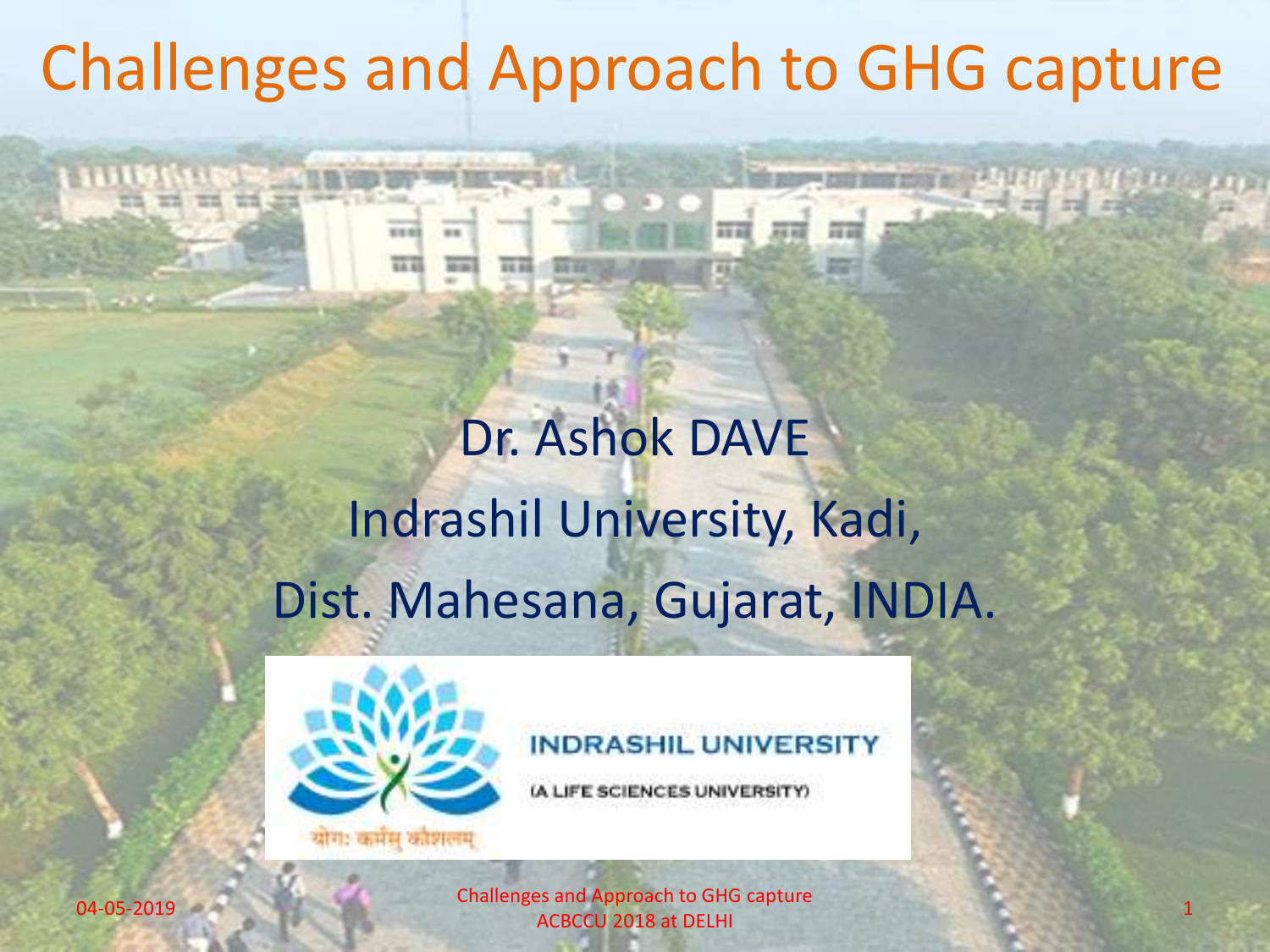# Challenges and Approach to GHG capture

Dr. Ashok DAVE

Indrashil University, Kadi,

Dist. Mahesana, Gujarat, INDIA.

INDRASHIL UNIVERSITY

(A LIFE SCIENCES UNIVERSITY)

योगः कर्मसु कौशलम्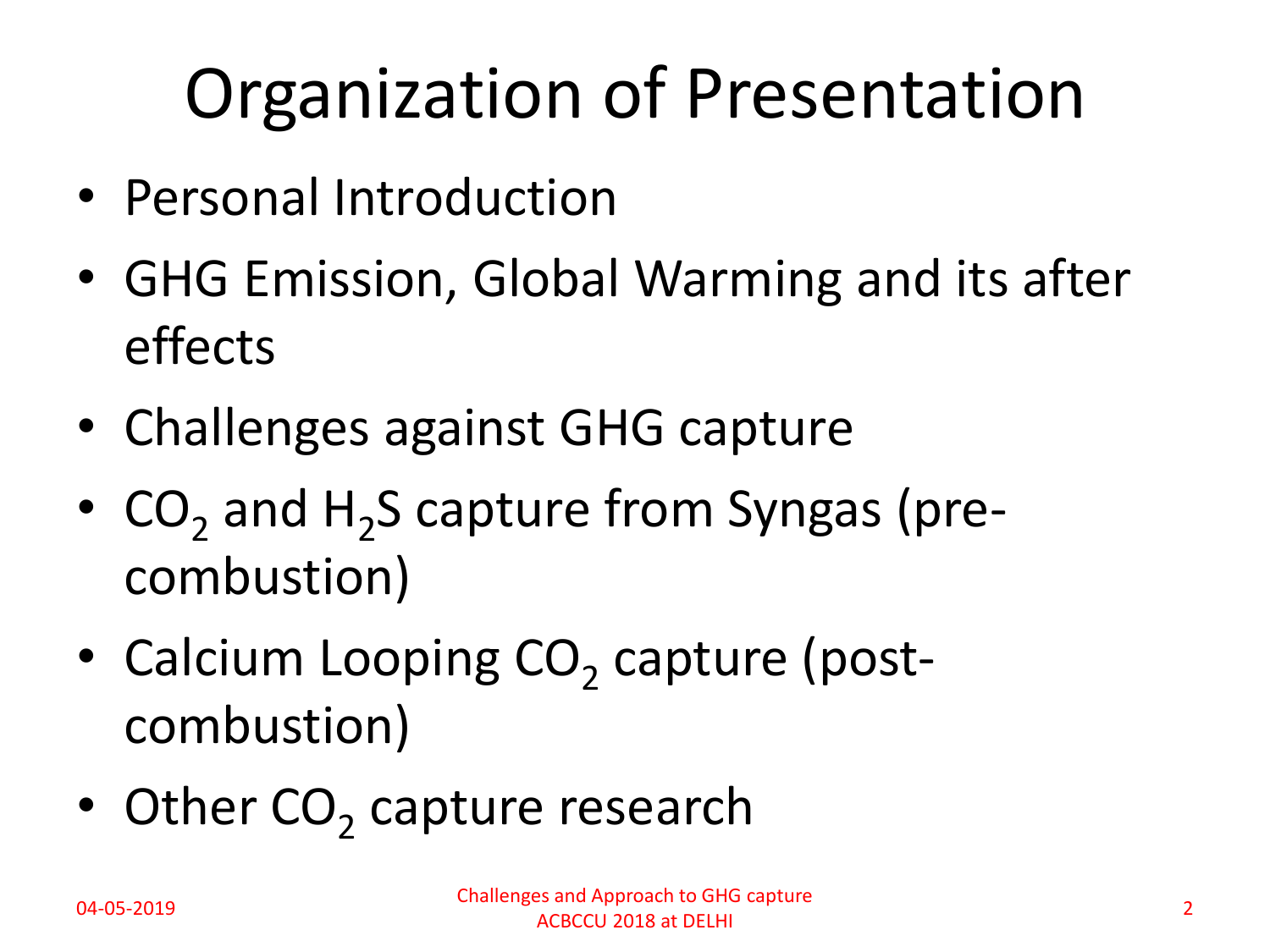# Organization of Presentation

- Personal Introduction
- GHG Emission, Global Warming and its after effects
- Challenges against GHG capture
- $CO_2$ and $H_2S$ capture from Syngas (pre-combustion)
- Calcium Looping $CO_2$ capture (post-combustion)
- Other $CO_2$ capture research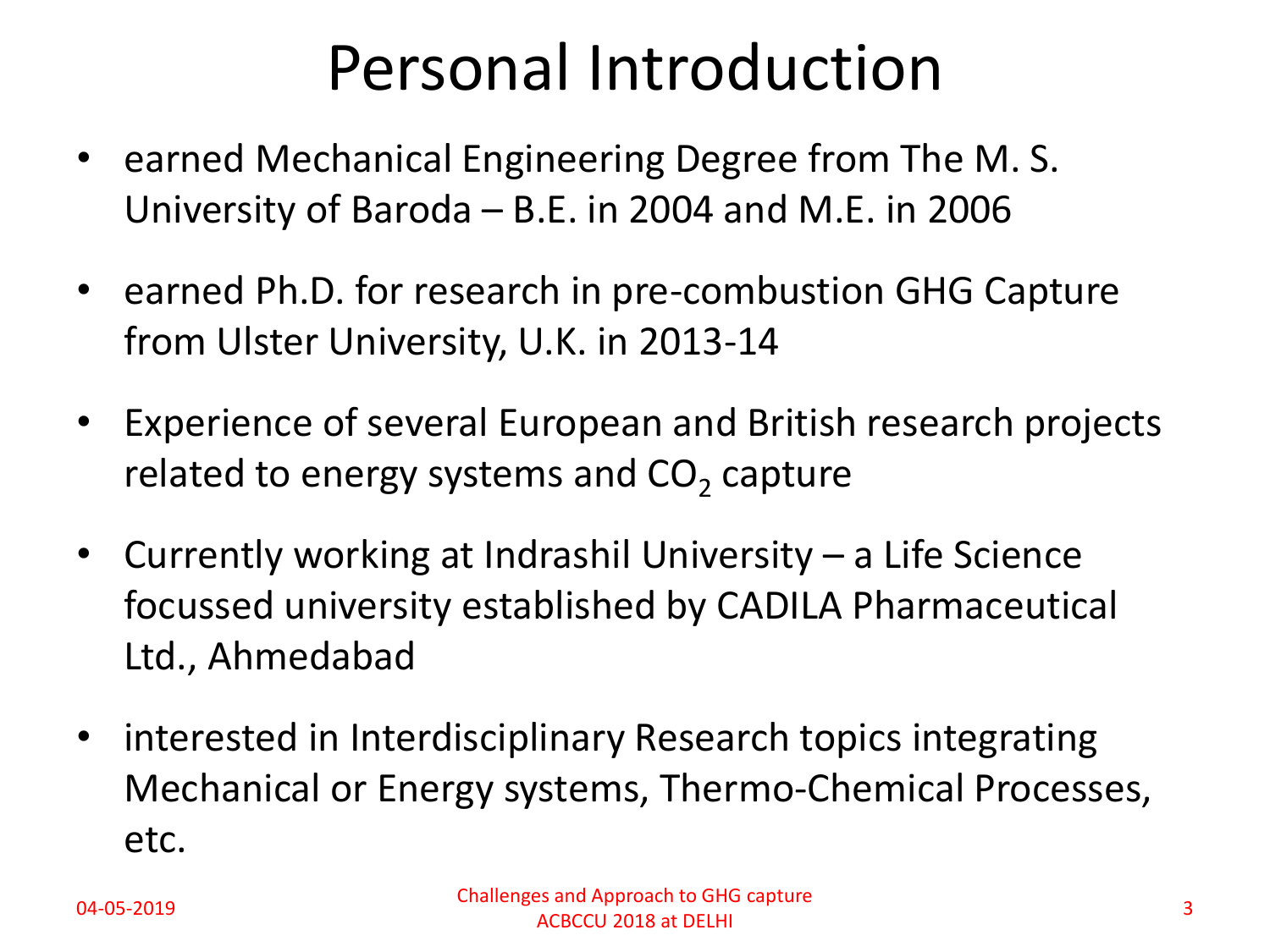# Personal Introduction

- earned Mechanical Engineering Degree from The M. S. University of Baroda – B.E. in 2004 and M.E. in 2006
- earned Ph.D. for research in pre-combustion GHG Capture from Ulster University, U.K. in 2013-14
- Experience of several European and British research projects related to energy systems and $CO_2$ capture
- Currently working at Indrashil University – a Life Science focussed university established by CADILA Pharmaceutical Ltd., Ahmedabad
- interested in Interdisciplinary Research topics integrating Mechanical or Energy systems, Thermo-Chemical Processes, etc.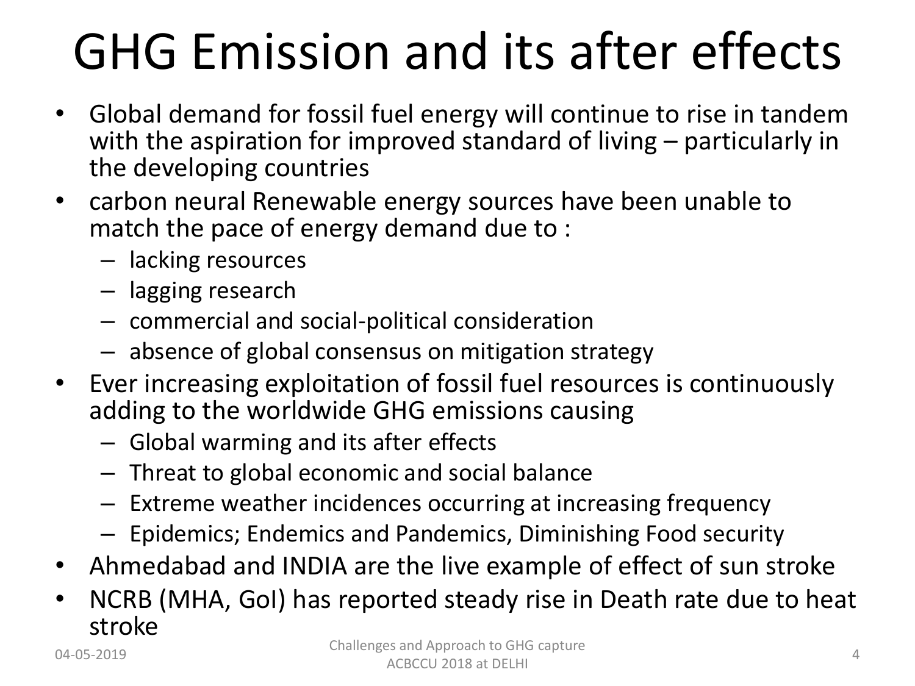# GHG Emission and its after effects

- Global demand for fossil fuel energy will continue to rise in tandem with the aspiration for improved standard of living – particularly in the developing countries
- carbon neural Renewable energy sources have been unable to match the pace of energy demand due to :
  - lacking resources
  - lagging research
  - commercial and social-political consideration
  - absence of global consensus on mitigation strategy
- Ever increasing exploitation of fossil fuel resources is continuously adding to the worldwide GHG emissions causing
  - Global warming and its after effects
  - Threat to global economic and social balance
  - Extreme weather incidences occurring at increasing frequency
  - Epidemics; Endemics and Pandemics, Diminishing Food security
- Ahmedabad and INDIA are the live example of effect of sun stroke
- NCRB (MHA, GoI) has reported steady rise in Death rate due to heat stroke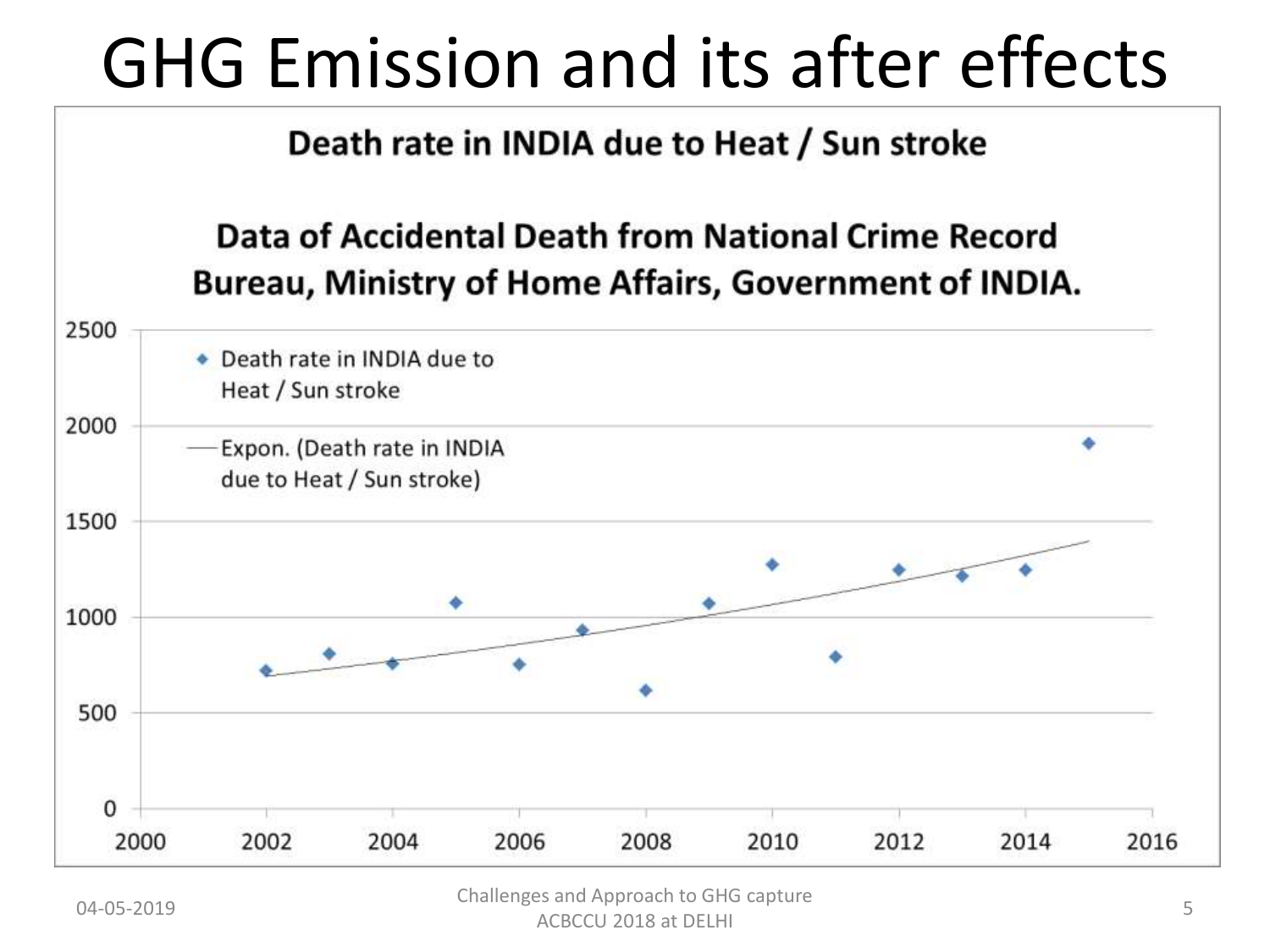# GHG Emission and its after effects

**Death rate in INDIA due to Heat / Sun stroke**

**Data of Accidental Death from National Crime Record Bureau, Ministry of Home Affairs, Government of INDIA.**

- Death rate in INDIA due to Heat / Sun stroke
- Expon. (Death rate in INDIA due to Heat / Sun stroke)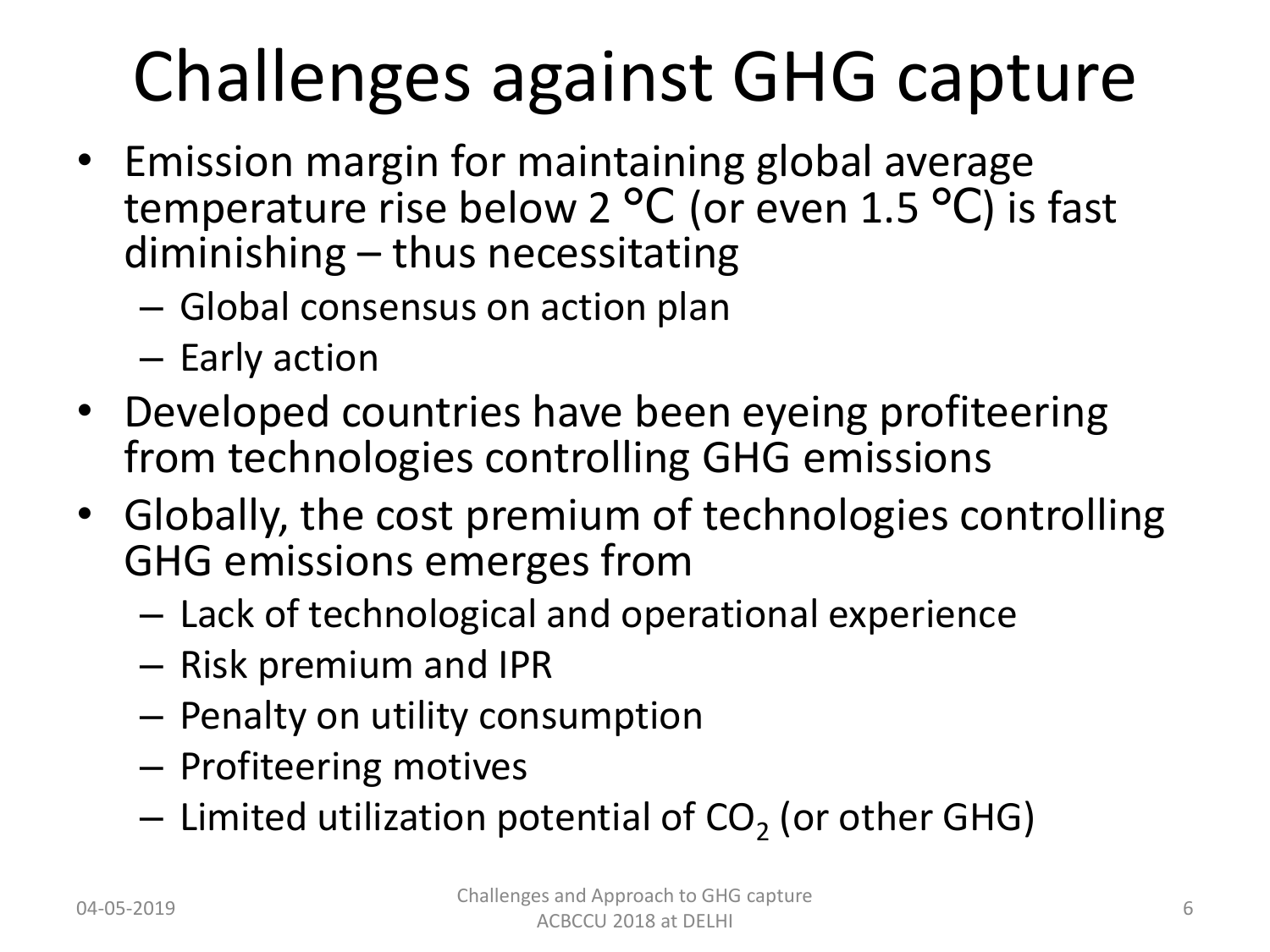# Challenges against GHG capture

- Emission margin for maintaining global average temperature rise below 2 °C (or even 1.5 °C) is fast diminishing – thus necessitating
  - Global consensus on action plan
  - Early action
- Developed countries have been eyeing profiteering from technologies controlling GHG emissions
- Globally, the cost premium of technologies controlling GHG emissions emerges from
  - Lack of technological and operational experience
  - Risk premium and IPR
  - Penalty on utility consumption
  - Profiteering motives
  - Limited utilization potential of $CO_2$ (or other GHG)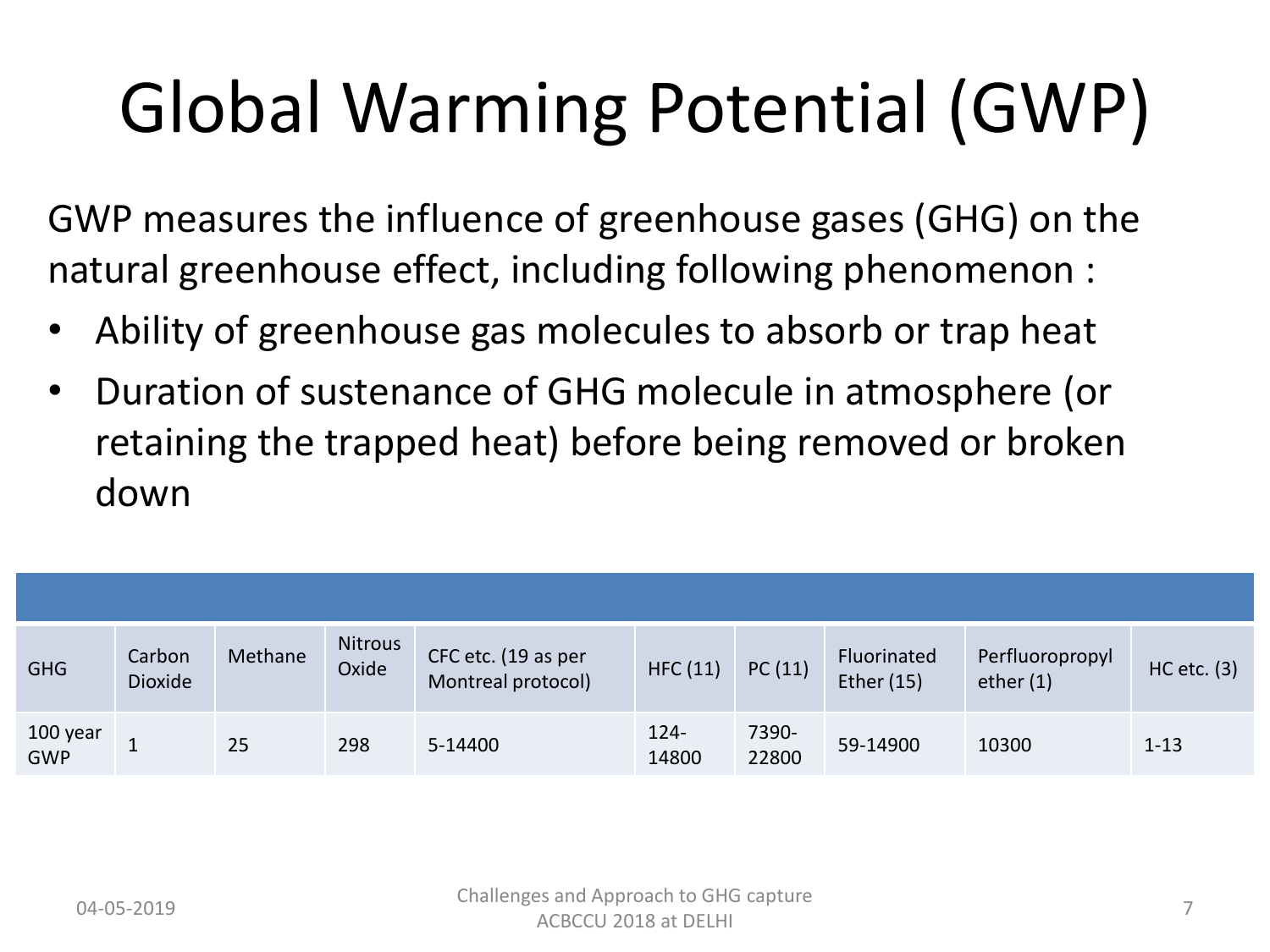# Global Warming Potential (GWP)

GWP measures the influence of greenhouse gases (GHG) on the natural greenhouse effect, including following phenomenon :

- Ability of greenhouse gas molecules to absorb or trap heat
- Duration of sustenance of GHG molecule in atmosphere (or retaining the trapped heat) before being removed or broken down

| GHG | Carbon Dioxide | Methane | Nitrous Oxide | CFC etc. (19 as per Montreal protocol) | HFC (11) | PC (11) | Fluorinated Ether (15) | Perfluoropropyl ether (1) | HC etc. (3) |
|---|---|---|---|---|---|---|---|---|---|
| 100 year GWP | 1 | 25 | 298 | 5-14400 | 124-14800 | 7390-22800 | 59-14900 | 10300 | 1-13 |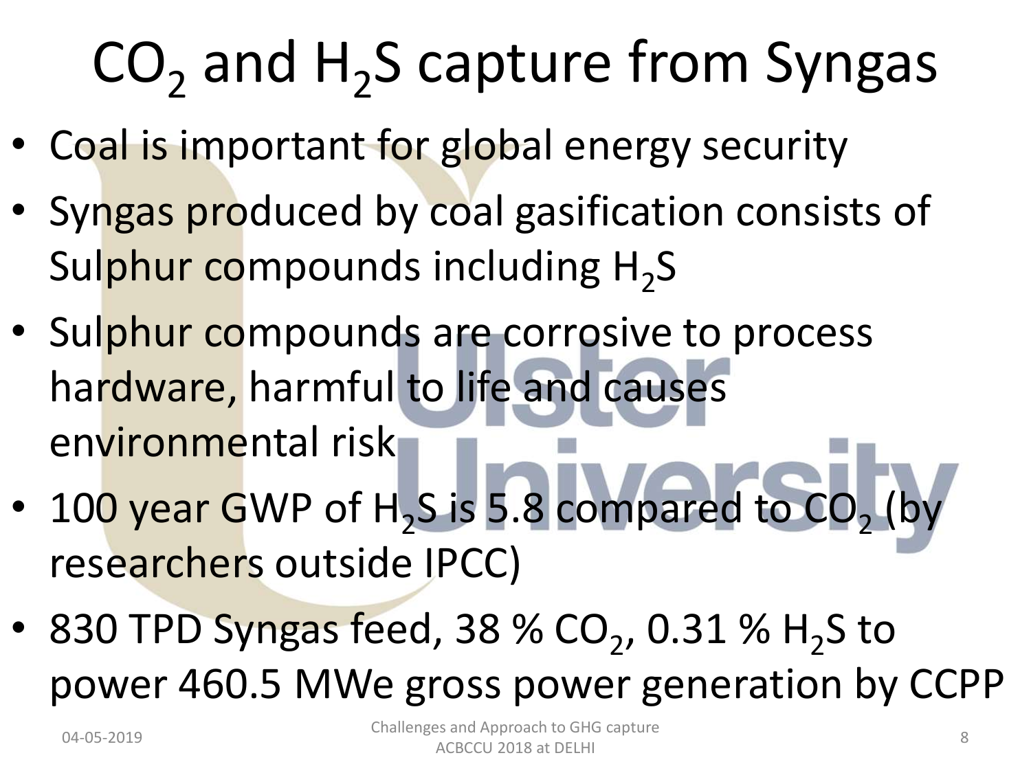# $CO_2$ and $H_2S$ capture from Syngas

- Coal is important for global energy security
- Syngas produced by coal gasification consists of Sulphur compounds including $H_2S$
- Sulphur compounds are corrosive to process hardware, harmful to life and causes environmental risk
- 100 year GWP of $H_2S$ is 5.8 compared to $CO_2$ (by researchers outside IPCC)
- 830 TPD Syngas feed, 38 % $CO_2$, 0.31 % $H_2S$ to power 460.5 MWe gross power generation by CCPP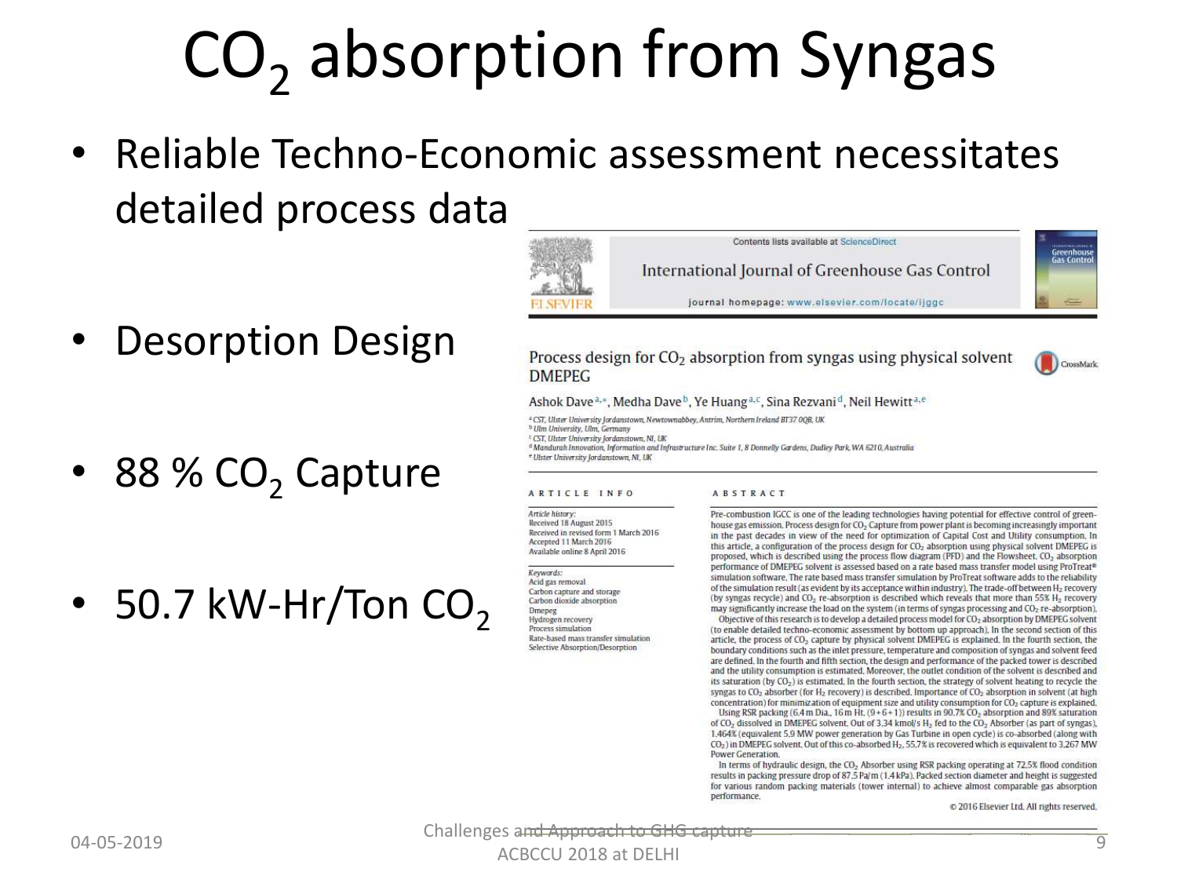# $CO_2$ absorption from Syngas

- Reliable Techno-Economic assessment necessitates detailed process data
- Desorption Design
- 88 % $CO_2$ Capture
- 50.7 kW-Hr/Ton $CO_2$

Contents lists available at ScienceDirect

International Journal of Greenhouse Gas Control

journal homepage: www.elsevier.com/locate/ijggc

## Process design for $CO_2$ absorption from syngas using physical solvent DMEPEG

Ashok Dave[a,*], Medha Dave[b], Ye Huang[a,c], Sina Rezvani[d], Neil Hewitt[a,e]

[a] CST, Ulster University Jordanstown, Newtownabbey, Antrim, Northern Ireland BT37 0QB, UK
[b] Ulm University, Ulm, Germany
[c] CST, Ulster University Jordanstown, NI, UK
[d] Mandurah Innovation, Information and Infrastructure Inc. Suite 1, 8 Donnelly Gardens, Dudley Park, WA 6210, Australia
[e] Ulster University Jordanstown, NI, UK

**ARTICLE INFO**

*Article history:*
Received 18 August 2015
Received in revised form 1 March 2016
Accepted 11 March 2016
Available online 8 April 2016

*Keywords:*
Acid gas removal
Carbon capture and storage
Carbon dioxide absorption
Dmepeg
Hydrogen recovery
Process simulation
Rate-based mass transfer simulation
Selective Absorption/Desorption

**ABSTRACT**

Pre-combustion IGCC is one of the leading technologies having potential for effective control of greenhouse gas emission. Process design for $CO_2$ Capture from power plant is becoming increasingly important in the past decades in view of the need for optimization of Capital Cost and Utility consumption. In this article, a configuration of the process design for $CO_2$ absorption using physical solvent DMEPEG is proposed, which is described using the process flow diagram (PFD) and the Flowsheet. $CO_2$ absorption performance of DMEPEG solvent is assessed based on a rate based mass transfer model using ProTreat® simulation software. The rate based mass transfer simulation by ProTreat software adds to the reliability of the simulation result (as evident by its acceptance within industry). The trade-off between $H_2$ recovery (by syngas recycle) and $CO_2$ re-absorption is described which reveals that more than 55% $H_2$ recovery may significantly increase the load on the system (in terms of syngas processing and $CO_2$ re-absorption).

Objective of this research is to develop a detailed process model for $CO_2$ absorption by DMEPEG solvent (to enable detailed techno-economic assessment by bottom up approach). In the second section of this article, the process of $CO_2$ capture by physical solvent DMEPEG is explained. In the fourth section, the boundary conditions such as the inlet pressure, temperature and composition of syngas and solvent feed are defined. In the fourth and fifth section, the design and performance of the packed tower is described and the utility consumption is estimated. Moreover, the outlet condition of the solvent is described and its saturation (by $CO_2$) is estimated. In the fourth section, the strategy of solvent heating to recycle the syngas to $CO_2$ absorber (for $H_2$ recovery) is described. Importance of $CO_2$ absorption in solvent (at high concentration) for minimization of equipment size and utility consumption for $CO_2$ capture is explained.

Using RSR packing (6.4 m Dia., 16 m Ht. (9+6+1)) results in 90.7% $CO_2$ absorption and 89% saturation of $CO_2$ dissolved in DMEPEG solvent. Out of 3.34 kmol/s $H_2$ fed to the $CO_2$ Absorber (as part of syngas), 1.464% (equivalent 5.9 MW power generation by Gas Turbine in open cycle) is co-absorbed (along with $CO_2$) in DMEPEG solvent. Out of this co-absorbed $H_2$, 55.7% is recovered which is equivalent to 3.267 MW Power Generation.

In terms of hydraulic design, the $CO_2$ Absorber using RSR packing operating at 72.5% flood condition results in packing pressure drop of 87.5 Pa/m (1.4 kPa). Packed section diameter and height is suggested for various random packing materials (tower internal) to achieve almost comparable gas absorption performance.

© 2016 Elsevier Ltd. All rights reserved.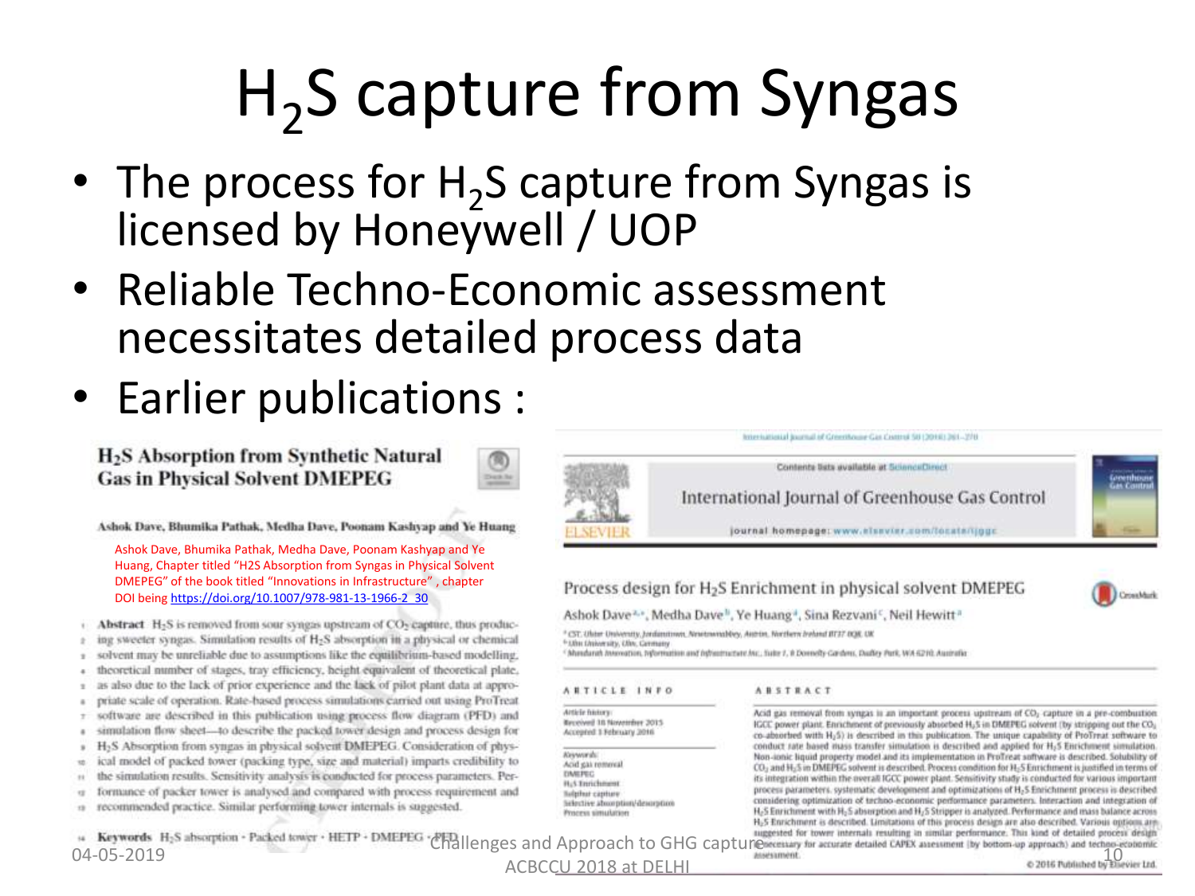# $H_2S$ capture from Syngas

- The process for $H_2S$ capture from Syngas is licensed by Honeywell / UOP
- Reliable Techno-Economic assessment necessitates detailed process data
- Earlier publications :

**$H_2S$ Absorption from Synthetic Natural Gas in Physical Solvent DMEPEG**

Ashok Dave, Bhumika Pathak, Medha Dave, Poonam Kashyap and Ye Huang

Ashok Dave, Bhumika Pathak, Medha Dave, Poonam Kashyap and Ye Huang, Chapter titled "H2S Absorption from Syngas in Physical Solvent DMEPEG" of the book titled "Innovations in Infrastructure" , chapter DOI being https://doi.org/10.1007/978-981-13-1966-2_30

**Abstract** $H_2S$ is removed from sour syngas upstream of $CO_2$ capture, thus producing sweeter syngas. Simulation results of $H_2S$ absorption in a physical or chemical solvent may be unreliable due to assumptions like the equilibrium-based modelling, theoretical number of stages, tray efficiency, height equivalent of theoretical plate, as also due to the lack of prior experience and the lack of pilot plant data at appropriate scale of operation. Rate-based process simulations carried out using ProTreat software are described in this publication using process flow diagram (PFD) and simulation flow sheet—to describe the packed tower design and process design for $H_2S$ Absorption from syngas in physical solvent DMEPEG. Consideration of physical model of packed tower (packing type, size and material) imparts credibility to the simulation results. Sensitivity analysis is conducted for process parameters. Performance of packer tower is analysed and compared with process requirement and recommended practice. Similar performing tower internals is suggested.

**Keywords** $H_2S$ absorption · Packed tower · HETP · DMEPEG · PFD

International Journal of Greenhouse Gas Control 50 (2016) 261–270

Contents lists available at ScienceDirect

International Journal of Greenhouse Gas Control

journal homepage: www.elsevier.com/locate/ijggc

**Process design for $H_2S$ Enrichment in physical solvent DMEPEG**

Ashok Dave[a,*], Medha Dave[b], Ye Huang[a], Sina Rezvani[c], Neil Hewitt[a]

[a] CST, Ulster University, Jordanstown, Newtownabbey, Antrim, Northern Ireland BT37 0QB, UK
[b] Ulm University, Ulm, Germany
[c] Mandurah Innovation, Information and Infrastructure Inc., Suite 7, 8 Donnelly Gardens, Dudley Park, WA 6210, Australia

ARTICLE INFO

Article history:
Received 18 November 2015
Accepted 1 February 2016

Keywords:
Acid gas removal
DMEPEG
$H_2S$ Enrichment
Sulphur capture
Selective absorption/desorption
Process simulation

ABSTRACT

Acid gas removal from syngas is an important process upstream of $CO_2$ capture in a pre-combustion IGCC power plant. Enrichment of previously absorbed $H_2S$ in DMEPEG solvent (by stripping out the $CO_2$ co-absorbed with $H_2S$) is described in this publication. The unique capability of ProTreat software to conduct rate based mass transfer simulation is described and applied for $H_2S$ Enrichment simulation. Non-ionic liquid property model and its implementation in ProTreat software is described. Solubility of $CO_2$ and $H_2S$ in DMEPEG solvent is described. Process condition for $H_2S$ Enrichment is justified in terms of its integration within the overall IGCC power plant. Sensitivity study is conducted for various important process parameters, systematic development and optimization of $H_2S$ Enrichment process is described considering optimization of techno-economic performance parameters. Interaction and integration of $H_2S$ Enrichment with $H_2S$ absorption and $H_2S$ Stripper is analyzed. Performance and mass balance across $H_2S$ Enrichment is described. Limitations of this process design are also described. Various options are suggested for tower internals resulting in similar performance. This kind of detailed process design necessary for accurate detailed CAPEX assessment (by bottom-up approach) and techno-economic assessment.

© 2016 Published by Elsevier Ltd.

04-05-2019 Challenges and Approach to GHG capture ACBCCU 2018 at DELHI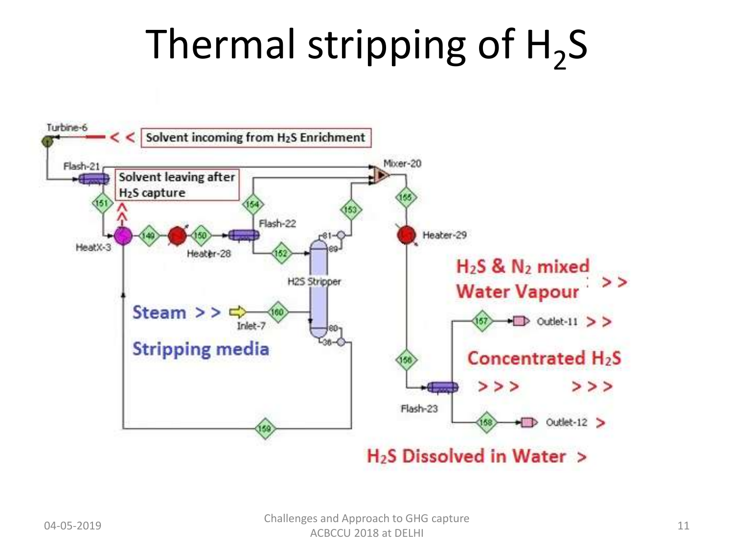# Thermal stripping of $H_2S$

Turbine-6 << Solvent incoming from $H_2S$ Enrichment

Flash-21

Solvent leaving after $H_2S$ capture

Mixer-20

151 154 153 155

HeatX-3 149 Heater-28 150 Flash-22 152

81 89

H2S Stripper

Heater-29

$H_2S$ & $N_2$ mixed Water Vapour >>

Steam >> Inlet-7 160

Stripping media

80 38

157 Outlet-11 >>

Concentrated $H_2S$

156

>>> >>>

Flash-23

158 Outlet-12 >

159

$H_2S$ Dissolved in Water >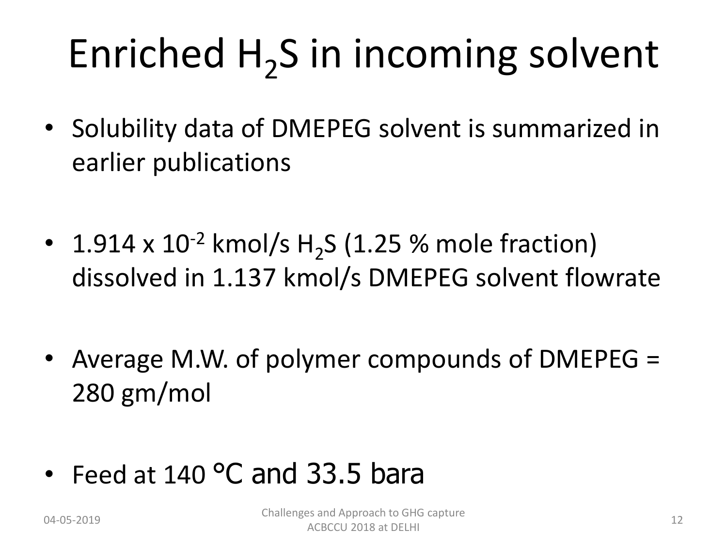# Enriched $H_2S$ in incoming solvent

- Solubility data of DMEPEG solvent is summarized in earlier publications

- $1.914 \times 10^{-2}$ kmol/s $H_2S$ (1.25 % mole fraction) dissolved in 1.137 kmol/s DMEPEG solvent flowrate

- Average M.W. of polymer compounds of DMEPEG = 280 gm/mol

- Feed at 140 °C and 33.5 bara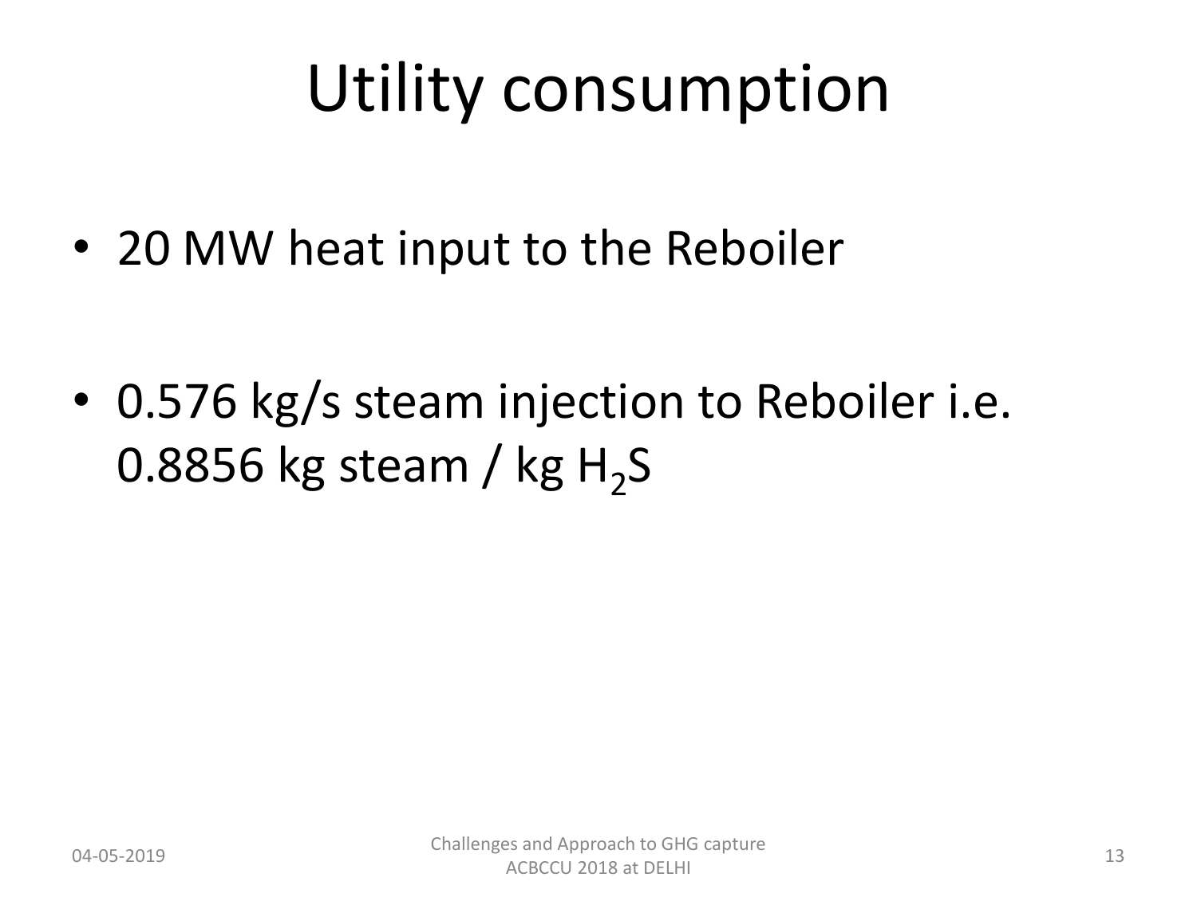# Utility consumption

- 20 MW heat input to the Reboiler
- 0.576 kg/s steam injection to Reboiler i.e. 0.8856 kg steam / kg $H_2S$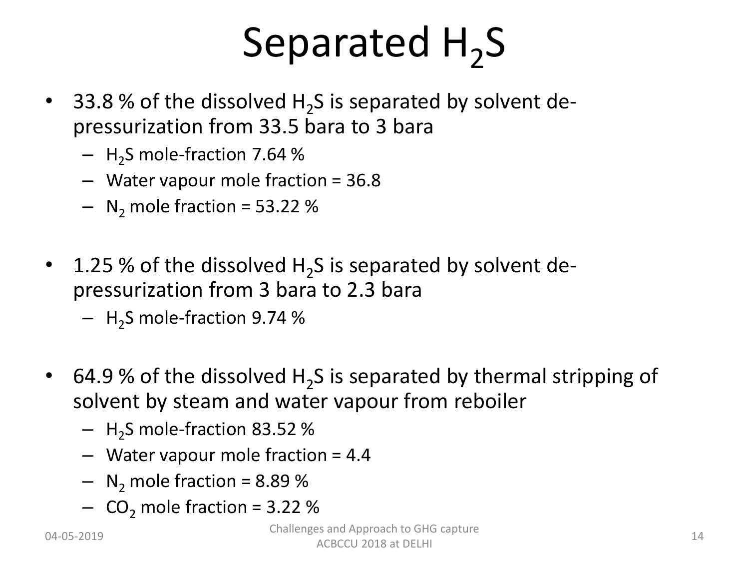# Separated $H_2S$

- 33.8 % of the dissolved $H_2S$ is separated by solvent de-pressurization from 33.5 bara to 3 bara
  - $H_2S$ mole-fraction 7.64 %
  - Water vapour mole fraction = 36.8
  - $N_2$ mole fraction = 53.22 %

- 1.25 % of the dissolved $H_2S$ is separated by solvent de-pressurization from 3 bara to 2.3 bara
  - $H_2S$ mole-fraction 9.74 %

- 64.9 % of the dissolved $H_2S$ is separated by thermal stripping of solvent by steam and water vapour from reboiler
  - $H_2S$ mole-fraction 83.52 %
  - Water vapour mole fraction = 4.4
  - $N_2$ mole fraction = 8.89 %
  - $CO_2$ mole fraction = 3.22 %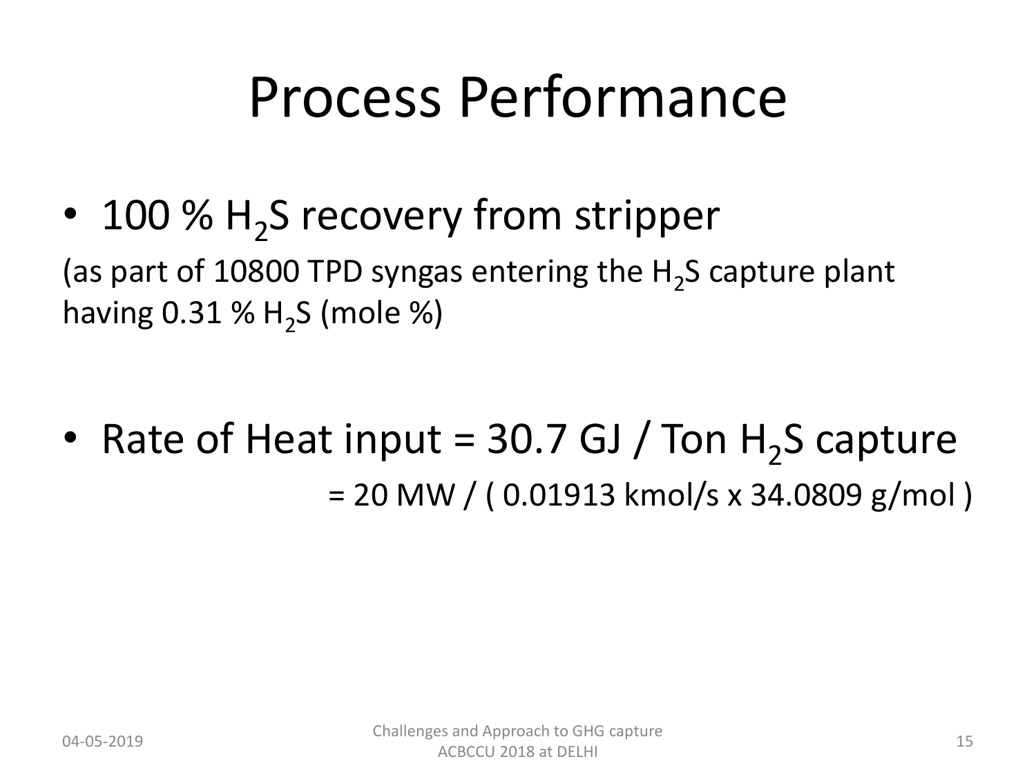# Process Performance

- 100 % $H_2S$ recovery from stripper

(as part of 10800 TPD syngas entering the $H_2S$ capture plant having 0.31 % $H_2S$ (mole %)

- Rate of Heat input = 30.7 GJ / Ton $H_2S$ capture

= 20 MW / ( 0.01913 kmol/s x 34.0809 g/mol )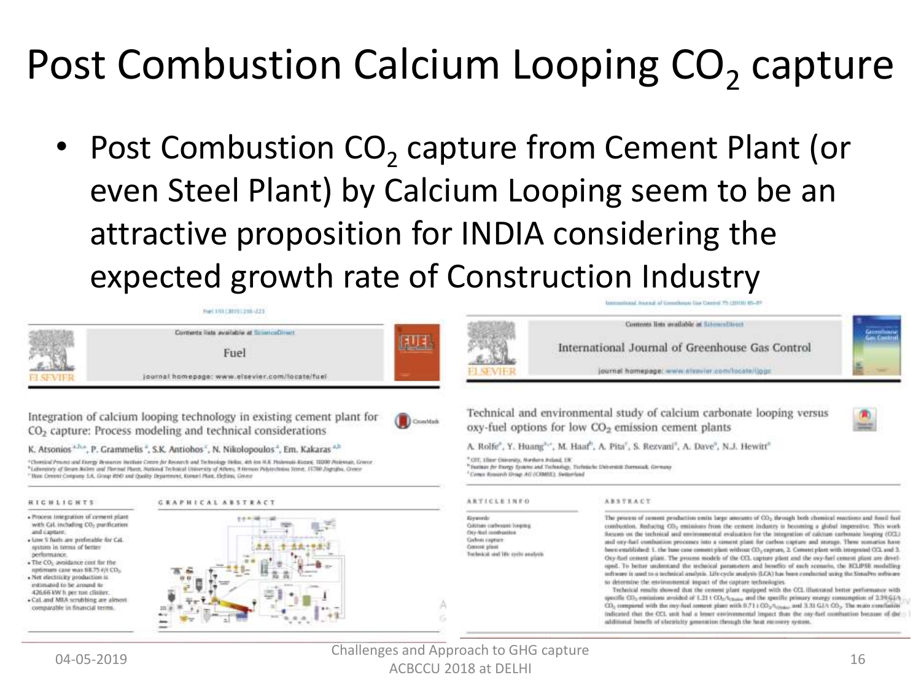# Post Combustion Calcium Looping $CO_2$ capture

- Post Combustion $CO_2$ capture from Cement Plant (or even Steel Plant) by Calcium Looping seem to be an attractive proposition for INDIA considering the expected growth rate of Construction Industry

Fuel

Integration of calcium looping technology in existing cement plant for $CO_2$ capture: Process modeling and technical considerations

K. Atsonios, P. Grammelis, S.K. Antiohos, N. Nikolopoulos, Em. Kakaras

International Journal of Greenhouse Gas Control

Technical and environmental study of calcium carbonate looping versus oxy-fuel options for low $CO_2$ emission cement plants

A. Rolfe, Y. Huang, M. Haaf, A. Pita, S. Rezvani, A. Dave, N.J. Hewitt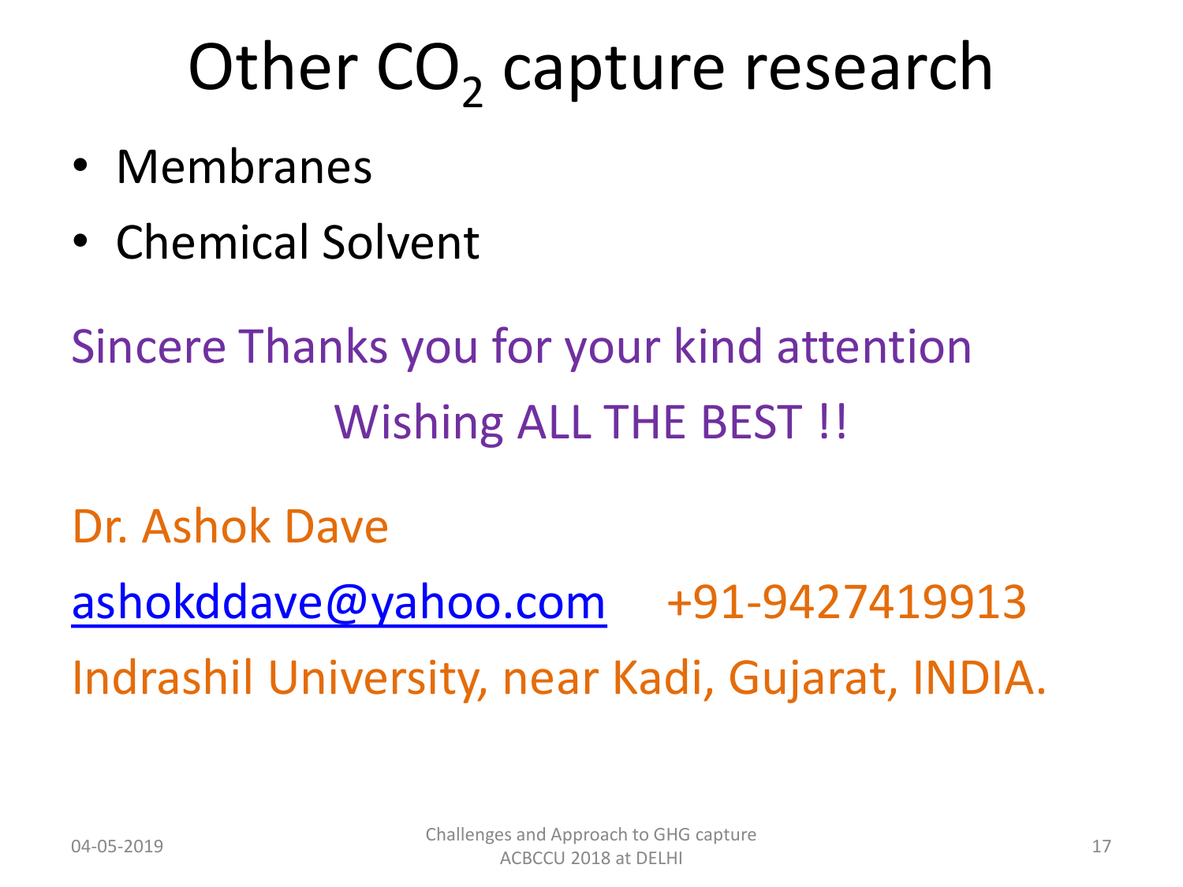# Other $CO_2$ capture research

- Membranes
- Chemical Solvent

Sincere Thanks you for your kind attention

Wishing ALL THE BEST !!

Dr. Ashok Dave

ashokddave@yahoo.com +91-9427419913

Indrashil University, near Kadi, Gujarat, INDIA.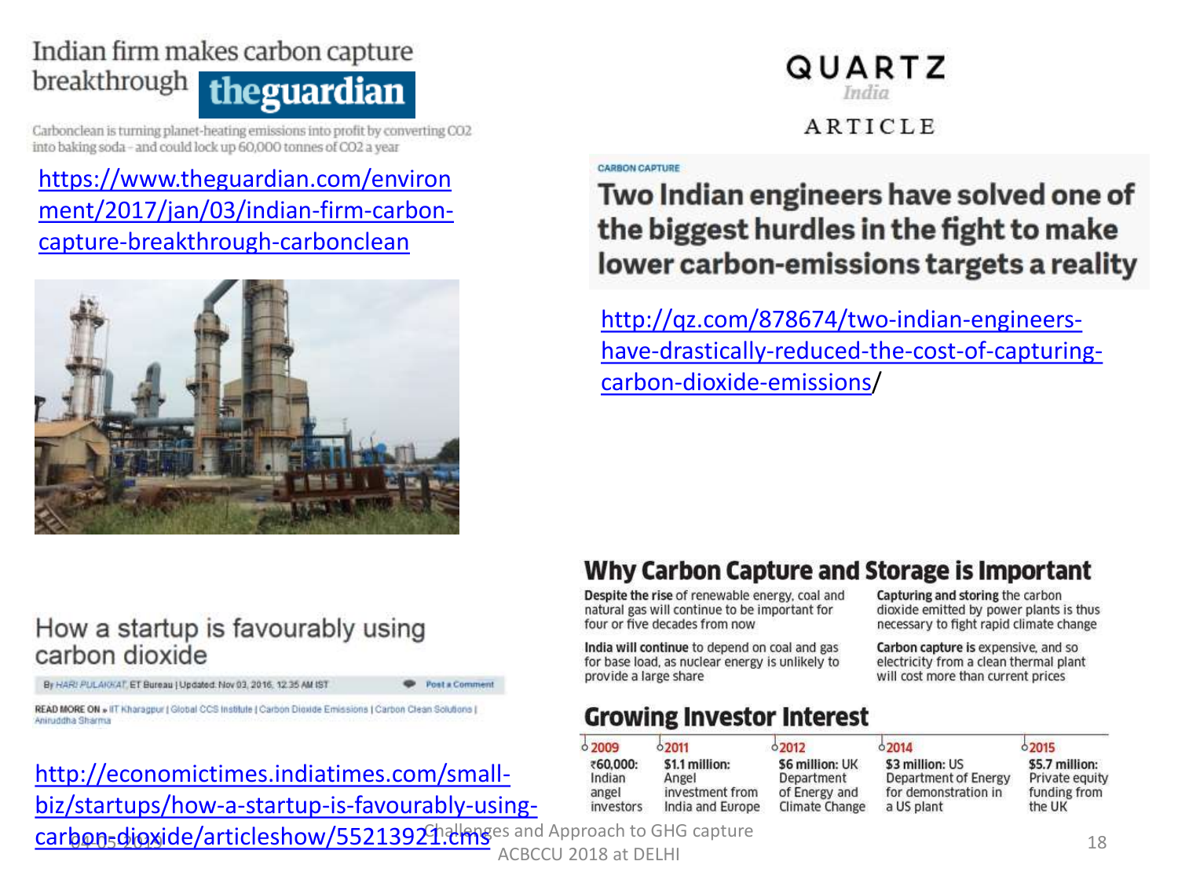Indian firm makes carbon capture breakthrough **theguardian**

Carbonclean is turning planet-heating emissions into profit by converting $CO_2$ into baking soda - and could lock up 60,000 tonnes of $CO_2$ a year

https://www.theguardian.com/environment/2017/jan/03/indian-firm-carbon-capture-breakthrough-carbonclean

**QUARTZ** *India*

ARTICLE

CARBON CAPTURE

## Two Indian engineers have solved one of the biggest hurdles in the fight to make lower carbon-emissions targets a reality

http://qz.com/878674/two-indian-engineers-have-drastically-reduced-the-cost-of-capturing-carbon-dioxide-emissions/

## How a startup is favourably using carbon dioxide

By HARI PULAKKAT, ET Bureau | Updated: Nov 03, 2016, 12.35 AM IST

READ MORE ON » IIT Kharagpur | Global CCS Institute | Carbon Dioxide Emissions | Carbon Clean Solutions | Aniruddha Sharma

http://economictimes.indiatimes.com/small-biz/startups/how-a-startup-is-favourably-using-carbon-dioxide/articleshow/55213921.cms

## Why Carbon Capture and Storage is Important

**Despite the rise** of renewable energy, coal and natural gas will continue to be important for four or five decades from now

**India will continue** to depend on coal and gas for base load, as nuclear energy is unlikely to provide a large share

**Capturing and storing** the carbon dioxide emitted by power plants is thus necessary to fight rapid climate change

**Carbon capture is** expensive, and so electricity from a clean thermal plant will cost more than current prices

## Growing Investor Interest

| 2009 | 2011 | 2012 | 2014 | 2015 |
|---|---|---|---|---|
| **₹60,000:** Indian angel investors | **$1.1 million:** Angel investment from India and Europe | **$6 million:** UK Department of Energy and Climate Change | **$3 million:** US Department of Energy for demonstration in a US plant | **$5.7 million:** Private equity funding from the UK |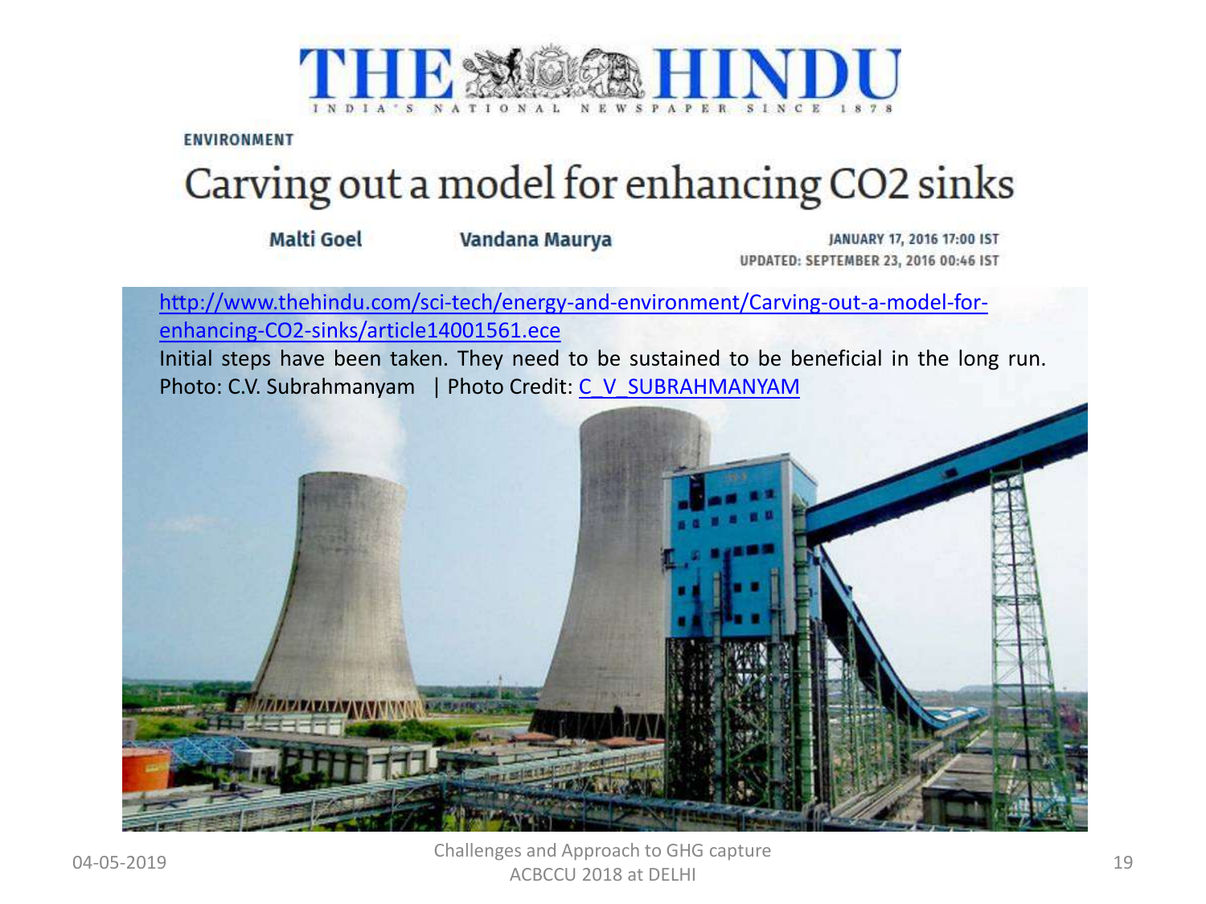THE HINDU

INDIA'S NATIONAL NEWSPAPER SINCE 1878

ENVIRONMENT

# Carving out a model for enhancing CO2 sinks

**Malti Goel** **Vandana Maurya**

JANUARY 17, 2016 17:00 IST
UPDATED: SEPTEMBER 23, 2016 00:46 IST

http://www.thehindu.com/sci-tech/energy-and-environment/Carving-out-a-model-for-enhancing-CO2-sinks/article14001561.ece

Initial steps have been taken. They need to be sustained to be beneficial in the long run. Photo: C.V. Subrahmanyam | Photo Credit: C_V_SUBRAHMANYAM